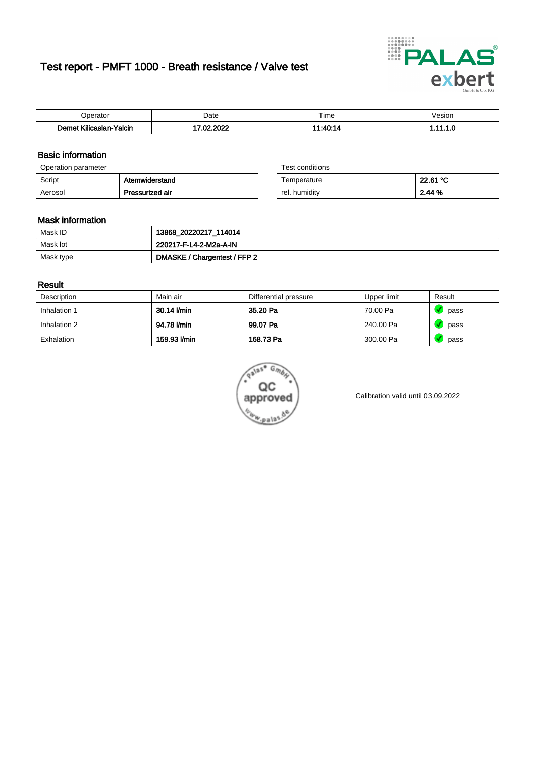# Test report - PMFT 1000 - Breath resistance / Valve test

| Operator | Date | Time | Vesion |
|---|---|---|---|
| **Demet Kilicaslan-Yalcin** | **17.02.2022** | **11:40:14** | **1.11.1.0** |

## Basic information

| Operation parameter | |
|---|---|
| Script | **Atemwiderstand** |
| Aerosol | **Pressurized air** |

| Test conditions | |
|---|---|
| Temperature | **22.61 °C** |
| rel. humidity | **2.44 %** |

## Mask information

| | |
|---|---|
| Mask ID | **13868_20220217_114014** |
| Mask lot | **220217-F-L4-2-M2a-A-IN** |
| Mask type | **DMASKE / Chargentest / FFP 2** |

## Result

| Description | Main air | Differential pressure | Upper limit | Result |
|---|---|---|---|---|
| Inhalation 1 | **30.14 l/min** | **35.20 Pa** | 70.00 Pa | pass |
| Inhalation 2 | **94.78 l/min** | **99.07 Pa** | 240.00 Pa | pass |
| Exhalation | **159.93 l/min** | **168.73 Pa** | 300.00 Pa | pass |

Palas GmbH QC approved www.palas.de

Calibration valid until 03.09.2022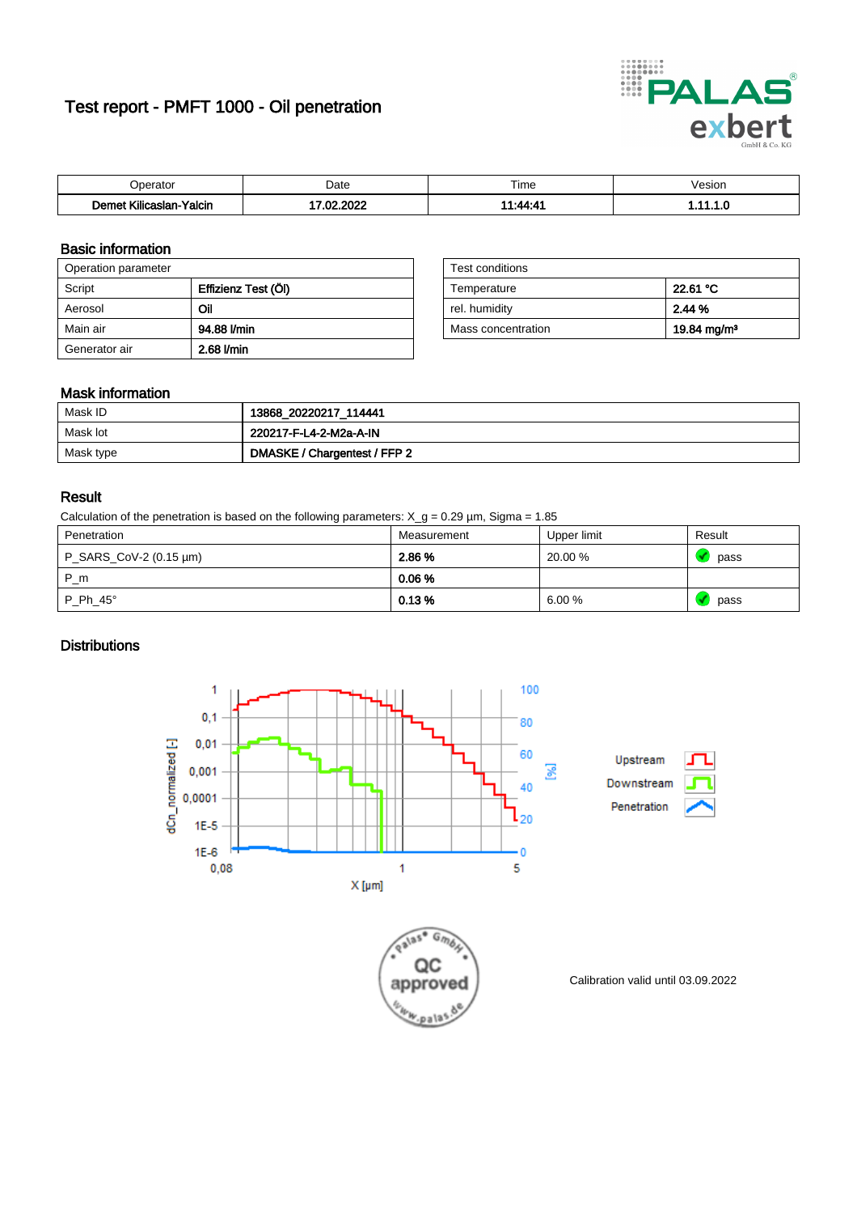# Test report - PMFT 1000 - Oil penetration

| Operator | Date | Time | Vesion |
|---|---|---|---|
| **Demet Kilicaslan-Yalcin** | **17.02.2022** | **11:44:41** | **1.11.1.0** |

## Basic information

| Operation parameter | |
|---|---|
| Script | **Effizienz Test (Öl)** |
| Aerosol | **Oil** |
| Main air | **94.88 l/min** |
| Generator air | **2.68 l/min** |

| Test conditions | |
|---|---|
| Temperature | **22.61 °C** |
| rel. humidity | **2.44 %** |
| Mass concentration | **19.84 mg/m³** |

## Mask information

| | |
|---|---|
| Mask ID | **13868_20220217_114441** |
| Mask lot | **220217-F-L4-2-M2a-A-IN** |
| Mask type | **DMASKE / Chargentest / FFP 2** |

## Result

Calculation of the penetration is based on the following parameters: $X_g = 0.29$ µm, Sigma = 1.85

| Penetration | Measurement | Upper limit | Result |
|---|---|---|---|
| P_SARS_CoV-2 (0.15 µm) | **2.86 %** | 20.00 % | pass |
| P_m | **0.06 %** | | |
| P_Ph_45° | **0.13 %** | 6.00 % | pass |

## Distributions

dCn_normalized [-]
1
0,1
0,01
0,001
0,0001
1E-5
1E-6
0,08
1
5
X [µm]
[%]
100
80
60
40
20
0
Upstream
Downstream
Penetration

QC approved
palas® GmbH
www.palas.de

Calibration valid until 03.09.2022